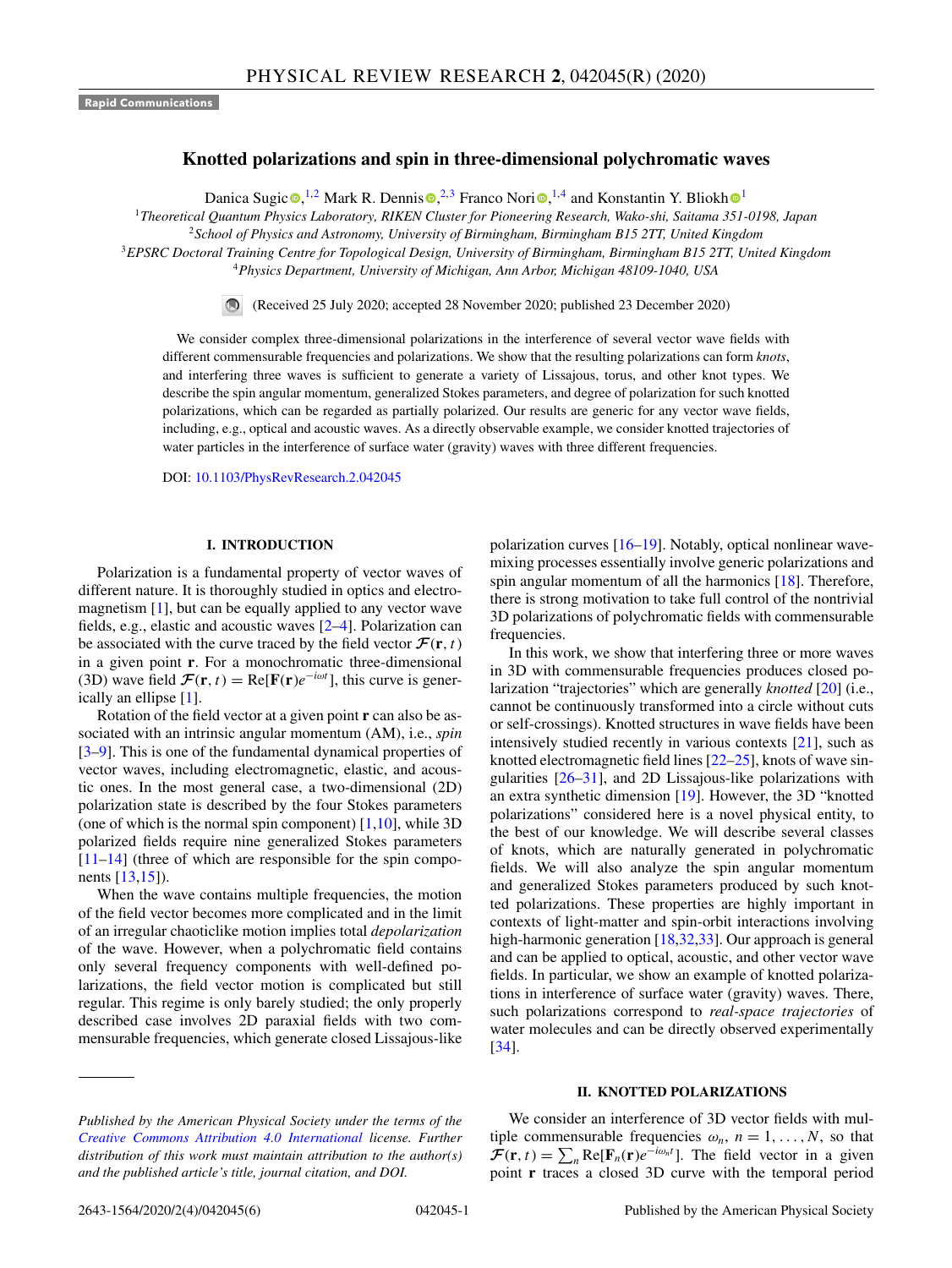Rapid Communications

# Knotted polarizations and spin in three-dimensional polychromatic waves

Danica Sugic,[1,2] Mark R. Dennis,[2,3] Franco Nori,[1,4] and Konstantin Y. Bliokh[1]

[1]*Theoretical Quantum Physics Laboratory, RIKEN Cluster for Pioneering Research, Wako-shi, Saitama 351-0198, Japan*
[2]*School of Physics and Astronomy, University of Birmingham, Birmingham B15 2TT, United Kingdom*
[3]*EPSRC Doctoral Training Centre for Topological Design, University of Birmingham, Birmingham B15 2TT, United Kingdom*
[4]*Physics Department, University of Michigan, Ann Arbor, Michigan 48109-1040, USA*

(Received 25 July 2020; accepted 28 November 2020; published 23 December 2020)

We consider complex three-dimensional polarizations in the interference of several vector wave fields with different commensurable frequencies and polarizations. We show that the resulting polarizations can form *knots*, and interfering three waves is sufficient to generate a variety of Lissajous, torus, and other knot types. We describe the spin angular momentum, generalized Stokes parameters, and degree of polarization for such knotted polarizations, which can be regarded as partially polarized. Our results are generic for any vector wave fields, including, e.g., optical and acoustic waves. As a directly observable example, we consider knotted trajectories of water particles in the interference of surface water (gravity) waves with three different frequencies.

DOI: 10.1103/PhysRevResearch.2.042045

## I. INTRODUCTION

Polarization is a fundamental property of vector waves of different nature. It is thoroughly studied in optics and electromagnetism [1], but can be equally applied to any vector wave fields, e.g., elastic and acoustic waves [2–4]. Polarization can be associated with the curve traced by the field vector $\mathcal{F}(\mathbf{r}, t)$ in a given point $\mathbf{r}$. For a monochromatic three-dimensional (3D) wave field $\mathcal{F}(\mathbf{r}, t) = \text{Re}[\mathbf{F}(\mathbf{r})e^{-i\omega t}]$, this curve is generically an ellipse [1].

Rotation of the field vector at a given point $\mathbf{r}$ can also be associated with an intrinsic angular momentum (AM), i.e., *spin* [3–9]. This is one of the fundamental dynamical properties of vector waves, including electromagnetic, elastic, and acoustic ones. In the most general case, a two-dimensional (2D) polarization state is described by the four Stokes parameters (one of which is the normal spin component) [1,10], while 3D polarized fields require nine generalized Stokes parameters [11–14] (three of which are responsible for the spin components [13,15]).

When the wave contains multiple frequencies, the motion of the field vector becomes more complicated and in the limit of an irregular chaoticlike motion implies total *depolarization* of the wave. However, when a polychromatic field contains only several frequency components with well-defined polarizations, the field vector motion is complicated but still regular. This regime is only barely studied; the only properly described case involves 2D paraxial fields with two commensurable frequencies, which generate closed Lissajous-like polarization curves [16–19]. Notably, optical nonlinear wave-mixing processes essentially involve generic polarizations and spin angular momentum of all the harmonics [18]. Therefore, there is strong motivation to take full control of the nontrivial 3D polarizations of polychromatic fields with commensurable frequencies.

In this work, we show that interfering three or more waves in 3D with commensurable frequencies produces closed polarization "trajectories" which are generally *knotted* [20] (i.e., cannot be continuously transformed into a circle without cuts or self-crossings). Knotted structures in wave fields have been intensively studied recently in various contexts [21], such as knotted electromagnetic field lines [22–25], knots of wave singularities [26–31], and 2D Lissajous-like polarizations with an extra synthetic dimension [19]. However, the 3D "knotted polarizations" considered here is a novel physical entity, to the best of our knowledge. We will describe several classes of knots, which are naturally generated in polychromatic fields. We will also analyze the spin angular momentum and generalized Stokes parameters produced by such knotted polarizations. These properties are highly important in contexts of light-matter and spin-orbit interactions involving high-harmonic generation [18,32,33]. Our approach is general and can be applied to optical, acoustic, and other vector wave fields. In particular, we show an example of knotted polarizations in interference of surface water (gravity) waves. There, such polarizations correspond to *real-space trajectories* of water molecules and can be directly observed experimentally [34].

## II. KNOTTED POLARIZATIONS

We consider an interference of 3D vector fields with multiple commensurable frequencies $\omega_n$, $n = 1, \ldots, N$, so that $\mathcal{F}(\mathbf{r}, t) = \sum_n \text{Re}[\mathbf{F}_n(\mathbf{r})e^{-i\omega_n t}]$. The field vector in a given point $\mathbf{r}$ traces a closed 3D curve with the temporal period

*Published by the American Physical Society under the terms of the Creative Commons Attribution 4.0 International license. Further distribution of this work must maintain attribution to the author(s) and the published article's title, journal citation, and DOI.*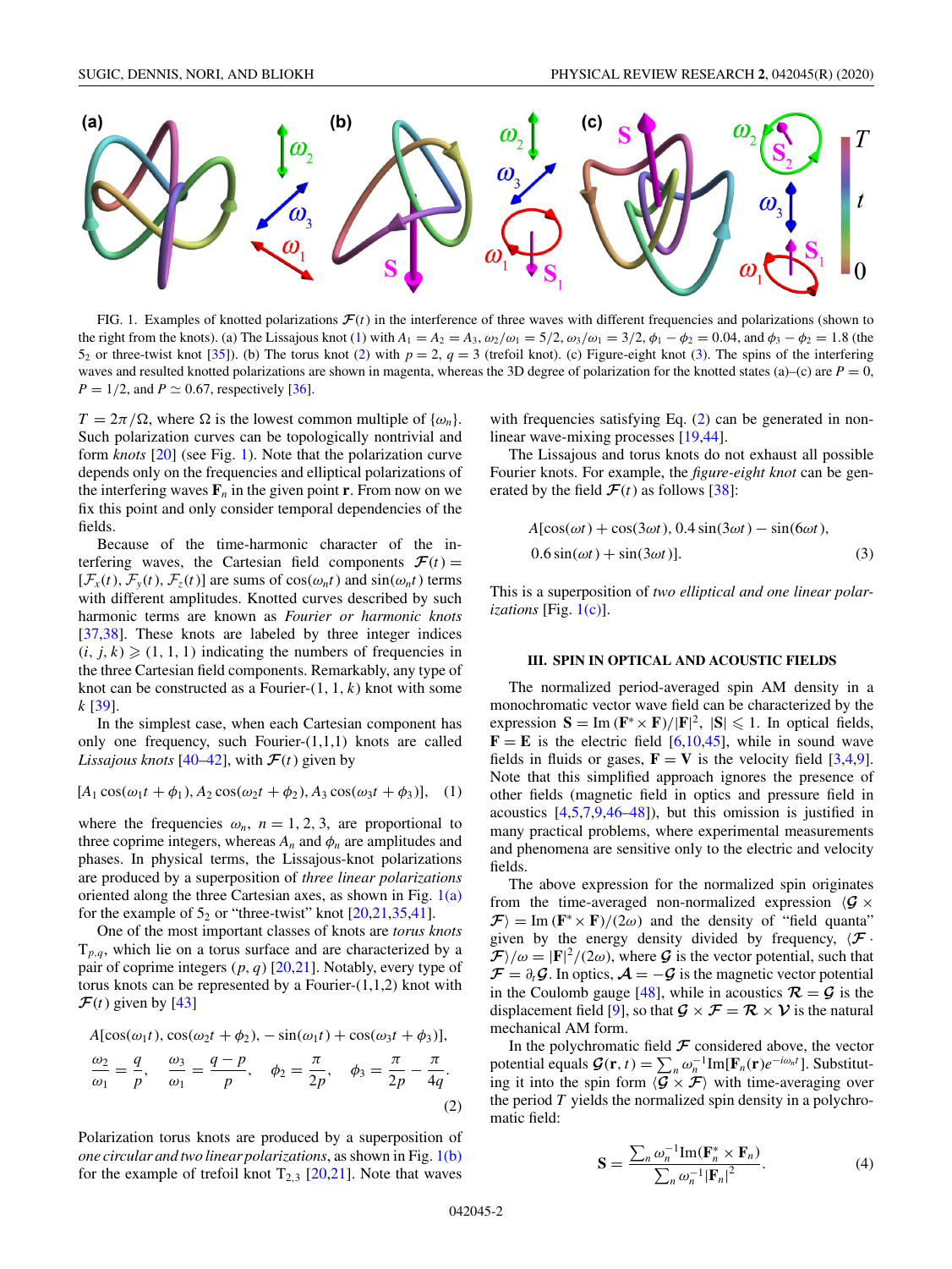FIG. 1. Examples of knotted polarizations $\mathcal{F}(t)$ in the interference of three waves with different frequencies and polarizations (shown to the right from the knots). (a) The Lissajous knot (1) with $A_1 = A_2 = A_3$, $\omega_2/\omega_1 = 5/2$, $\omega_3/\omega_1 = 3/2$, $\phi_1 - \phi_2 = 0.04$, and $\phi_3 - \phi_2 = 1.8$ (the $5_2$ or three-twist knot [35]). (b) The torus knot (2) with $p = 2$, $q = 3$ (trefoil knot). (c) Figure-eight knot (3). The spins of the interfering waves and resulted knotted polarizations are shown in magenta, whereas the 3D degree of polarization for the knotted states (a)–(c) are $P = 0$, $P = 1/2$, and $P \simeq 0.67$, respectively [36].

$T = 2\pi/\Omega$, where $\Omega$ is the lowest common multiple of $\{\omega_n\}$. Such polarization curves can be topologically nontrivial and form *knots* [20] (see Fig. 1). Note that the polarization curve depends only on the frequencies and elliptical polarizations of the interfering waves $\mathbf{F}_n$ in the given point $\mathbf{r}$. From now on we fix this point and only consider temporal dependencies of the fields.

Because of the time-harmonic character of the interfering waves, the Cartesian field components $\mathcal{F}(t) = [\mathcal{F}_x(t), \mathcal{F}_y(t), \mathcal{F}_z(t)]$ are sums of $\cos(\omega_n t)$ and $\sin(\omega_n t)$ terms with different amplitudes. Knotted curves described by such harmonic terms are known as *Fourier or harmonic knots* [37,38]. These knots are labeled by three integer indices $(i, j, k) \geqslant (1, 1, 1)$ indicating the numbers of frequencies in the three Cartesian field components. Remarkably, any type of knot can be constructed as a Fourier-(1, 1, $k$) knot with some $k$ [39].

In the simplest case, when each Cartesian component has only one frequency, such Fourier-(1,1,1) knots are called *Lissajous knots* [40–42], with $\mathcal{F}(t)$ given by

$$[A_1 \cos(\omega_1 t + \phi_1), A_2 \cos(\omega_2 t + \phi_2), A_3 \cos(\omega_3 t + \phi_3)], \quad (1)$$

where the frequencies $\omega_n$, $n = 1, 2, 3$, are proportional to three coprime integers, whereas $A_n$ and $\phi_n$ are amplitudes and phases. In physical terms, the Lissajous-knot polarizations are produced by a superposition of *three linear polarizations* oriented along the three Cartesian axes, as shown in Fig. 1(a) for the example of $5_2$ or "three-twist" knot [20,21,35,41].

One of the most important classes of knots are *torus knots* $\mathrm{T}_{p,q}$, which lie on a torus surface and are characterized by a pair of coprime integers $(p, q)$ [20,21]. Notably, every type of torus knots can be represented by a Fourier-(1,1,2) knot with $\mathcal{F}(t)$ given by [43]

$$A[\cos(\omega_1 t), \cos(\omega_2 t + \phi_2), -\sin(\omega_1 t) + \cos(\omega_3 t + \phi_3)],$$
$$\frac{\omega_2}{\omega_1} = \frac{q}{p}, \quad \frac{\omega_3}{\omega_1} = \frac{q-p}{p}, \quad \phi_2 = \frac{\pi}{2p}, \quad \phi_3 = \frac{\pi}{2p} - \frac{\pi}{4q}. \quad (2)$$

Polarization torus knots are produced by a superposition of *one circular and two linear polarizations*, as shown in Fig. 1(b) for the example of trefoil knot $\mathrm{T}_{2,3}$ [20,21]. Note that waves with frequencies satisfying Eq. (2) can be generated in nonlinear wave-mixing processes [19,44].

The Lissajous and torus knots do not exhaust all possible Fourier knots. For example, the *figure-eight knot* can be generated by the field $\mathcal{F}(t)$ as follows [38]:

$$A[\cos(\omega t) + \cos(3\omega t), 0.4 \sin(3\omega t) - \sin(6\omega t),$$
$$0.6 \sin(\omega t) + \sin(3\omega t)]. \quad (3)$$

This is a superposition of *two elliptical and one linear polarizations* [Fig. 1(c)].

## III. SPIN IN OPTICAL AND ACOUSTIC FIELDS

The normalized period-averaged spin AM density in a monochromatic vector wave field can be characterized by the expression $\mathbf{S} = \mathrm{Im}\,(\mathbf{F}^* \times \mathbf{F})/|\mathbf{F}|^2$, $|\mathbf{S}| \leqslant 1$. In optical fields, $\mathbf{F} = \mathbf{E}$ is the electric field [6,10,45], while in sound wave fields in fluids or gases, $\mathbf{F} = \mathbf{V}$ is the velocity field [3,4,9]. Note that this simplified approach ignores the presence of other fields (magnetic field in optics and pressure field in acoustics [4,5,7,9,46–48]), but this omission is justified in many practical problems, where experimental measurements and phenomena are sensitive only to the electric and velocity fields.

The above expression for the normalized spin originates from the time-averaged non-normalized expression $\langle \mathcal{G} \times \mathcal{F} \rangle = \mathrm{Im}\,(\mathbf{F}^* \times \mathbf{F})/(2\omega)$ and the density of "field quanta" given by the energy density divided by frequency, $\langle \mathcal{F} \cdot \mathcal{F} \rangle/\omega = |\mathbf{F}|^2/(2\omega)$, where $\mathcal{G}$ is the vector potential, such that $\mathcal{F} = \partial_t \mathcal{G}$. In optics, $\mathcal{A} = -\mathcal{G}$ is the magnetic vector potential in the Coulomb gauge [48], while in acoustics $\mathcal{R} = \mathcal{G}$ is the displacement field [9], so that $\mathcal{G} \times \mathcal{F} = \mathcal{R} \times \mathcal{V}$ is the natural mechanical AM form.

In the polychromatic field $\mathcal{F}$ considered above, the vector potential equals $\mathcal{G}(\mathbf{r}, t) = \sum_n \omega_n^{-1} \mathrm{Im}[\mathbf{F}_n(\mathbf{r}) e^{-i\omega_n t}]$. Substituting it into the spin form $\langle \mathcal{G} \times \mathcal{F} \rangle$ with time-averaging over the period $T$ yields the normalized spin density in a polychromatic field:

$$\mathbf{S} = \frac{\sum_n \omega_n^{-1} \mathrm{Im}(\mathbf{F}_n^* \times \mathbf{F}_n)}{\sum_n \omega_n^{-1} |\mathbf{F}_n|^2}. \quad (4)$$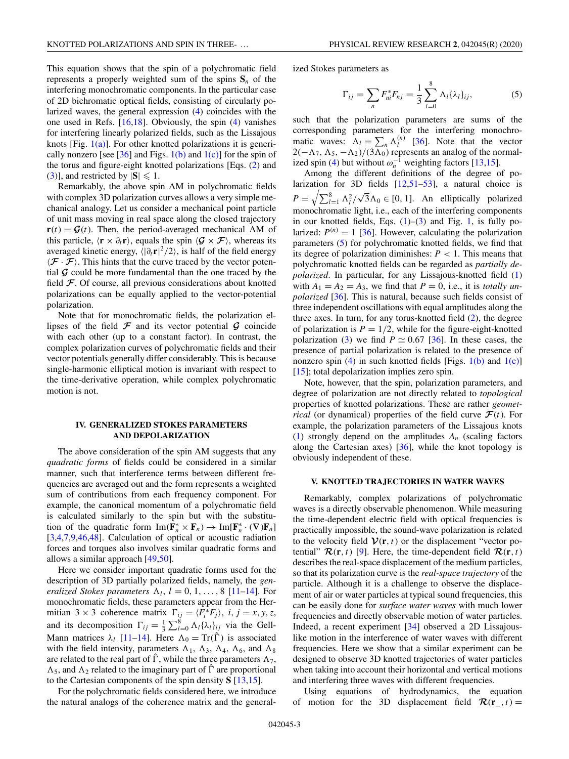This equation shows that the spin of a polychromatic field represents a properly weighted sum of the spins $\mathbf{S}_n$ of the interfering monochromatic components. In the particular case of 2D bichromatic optical fields, consisting of circularly polarized waves, the general expression (4) coincides with the one used in Refs. [16,18]. Obviously, the spin (4) vanishes for interfering linearly polarized fields, such as the Lissajous knots [Fig. 1(a)]. For other knotted polarizations it is generically nonzero [see [36] and Figs. 1(b) and 1(c)] for the spin of the torus and figure-eight knotted polarizations [Eqs. (2) and (3)], and restricted by $|\mathbf{S}| \leqslant 1$.

Remarkably, the above spin AM in polychromatic fields with complex 3D polarization curves allows a very simple mechanical analogy. Let us consider a mechanical point particle of unit mass moving in real space along the closed trajectory $\mathbf{r}(t) = \boldsymbol{\mathcal{G}}(t)$. Then, the period-averaged mechanical AM of this particle, $\langle \mathbf{r} \times \partial_t \mathbf{r} \rangle$, equals the spin $\langle \boldsymbol{\mathcal{G}} \times \boldsymbol{\mathcal{F}} \rangle$, whereas its averaged kinetic energy, $\langle |\partial_t \mathbf{r}|^2/2 \rangle$, is half of the field energy $\langle \boldsymbol{\mathcal{F}} \cdot \boldsymbol{\mathcal{F}} \rangle$. This hints that the curve traced by the vector potential $\boldsymbol{\mathcal{G}}$ could be more fundamental than the one traced by the field $\boldsymbol{\mathcal{F}}$. Of course, all previous considerations about knotted polarizations can be equally applied to the vector-potential polarization.

Note that for monochromatic fields, the polarization ellipses of the field $\boldsymbol{\mathcal{F}}$ and its vector potential $\boldsymbol{\mathcal{G}}$ coincide with each other (up to a constant factor). In contrast, the complex polarization curves of polychromatic fields and their vector potentials generally differ considerably. This is because single-harmonic elliptical motion is invariant with respect to the time-derivative operation, while complex polychromatic motion is not.

## IV. GENERALIZED STOKES PARAMETERS AND DEPOLARIZATION

The above consideration of the spin AM suggests that any *quadratic forms* of fields could be considered in a similar manner, such that interference terms between different frequencies are averaged out and the form represents a weighted sum of contributions from each frequency component. For example, the canonical momentum of a polychromatic field is calculated similarly to the spin but with the substitution of the quadratic form $\mathrm{Im}(\mathbf{F}_n^* \times \mathbf{F}_n) \to \mathrm{Im}[\mathbf{F}_n^* \cdot (\nabla)\mathbf{F}_n]$ [3,4,7,9,46,48]. Calculation of optical or acoustic radiation forces and torques also involves similar quadratic forms and allows a similar approach [49,50].

Here we consider important quadratic forms used for the description of 3D partially polarized fields, namely, the *generalized Stokes parameters* $\Lambda_l$, $l = 0, 1, \ldots, 8$ [11–14]. For monochromatic fields, these parameters appear from the Hermitian $3 \times 3$ coherence matrix $\Gamma_{ij} = \langle F_i^* F_j \rangle$, $i, j = x, y, z$, and its decomposition $\Gamma_{ij} = \frac{1}{3}\sum_{l=0}^{8} \Lambda_l \{\lambda_l\}_{ij}$ via the Gell-Mann matrices $\lambda_l$ [11–14]. Here $\Lambda_0 = \mathrm{Tr}(\hat{\Gamma})$ is associated with the field intensity, parameters $\Lambda_1$, $\Lambda_3$, $\Lambda_4$, $\Lambda_6$, and $\Lambda_8$ are related to the real part of $\hat{\Gamma}$, while the three parameters $\Lambda_7$, $\Lambda_5$, and $\Lambda_2$ related to the imaginary part of $\hat{\Gamma}$ are proportional to the Cartesian components of the spin density $\mathbf{S}$ [13,15].

For the polychromatic fields considered here, we introduce the natural analogs of the coherence matrix and the generalized Stokes parameters as

$$\Gamma_{ij} = \sum_n F_{ni}^* F_{nj} = \frac{1}{3}\sum_{l=0}^{8} \Lambda_l \{\lambda_l\}_{ij}, \tag{5}$$

such that the polarization parameters are sums of the corresponding parameters for the interfering monochromatic waves: $\Lambda_l = \sum_n \Lambda_l^{(n)}$ [36]. Note that the vector $2(-\Lambda_7, \Lambda_5, -\Lambda_2)/(3\Lambda_0)$ represents an analog of the normalized spin (4) but without $\omega_n^{-1}$ weighting factors [13,15].

Among the different definitions of the degree of polarization for 3D fields [12,51–53], a natural choice is $P = \sqrt{\sum_{l=1}^{8} \Lambda_l^2}/\sqrt{3}\Lambda_0 \in [0, 1]$. An elliptically polarized monochromatic light, i.e., each of the interfering components in our knotted fields, Eqs. (1)–(3) and Fig. 1, is fully polarized: $P^{(n)} = 1$ [36]. However, calculating the polarization parameters (5) for polychromatic knotted fields, we find that its degree of polarization diminishes: $P < 1$. This means that polychromatic knotted fields can be regarded as *partially depolarized*. In particular, for any Lissajous-knotted field (1) with $A_1 = A_2 = A_3$, we find that $P = 0$, i.e., it is *totally unpolarized* [36]. This is natural, because such fields consist of three independent oscillations with equal amplitudes along the three axes. In turn, for any torus-knotted field (2), the degree of polarization is $P = 1/2$, while for the figure-eight-knotted polarization (3) we find $P \simeq 0.67$ [36]. In these cases, the presence of partial polarization is related to the presence of nonzero spin (4) in such knotted fields [Figs. 1(b) and 1(c)] [15]; total depolarization implies zero spin.

Note, however, that the spin, polarization parameters, and degree of polarization are not directly related to *topological* properties of knotted polarizations. These are rather *geometrical* (or dynamical) properties of the field curve $\boldsymbol{\mathcal{F}}(t)$. For example, the polarization parameters of the Lissajous knots (1) strongly depend on the amplitudes $A_n$ (scaling factors along the Cartesian axes) [36], while the knot topology is obviously independent of these.

## V. KNOTTED TRAJECTORIES IN WATER WAVES

Remarkably, complex polarizations of polychromatic waves is a directly observable phenomenon. While measuring the time-dependent electric field with optical frequencies is practically impossible, the sound-wave polarization is related to the velocity field $\boldsymbol{\mathcal{V}}(\mathbf{r}, t)$ or the displacement "vector potential" $\boldsymbol{\mathcal{R}}(\mathbf{r}, t)$ [9]. Here, the time-dependent field $\boldsymbol{\mathcal{R}}(\mathbf{r}, t)$ describes the real-space displacement of the medium particles, so that its polarization curve is the *real-space trajectory* of the particle. Although it is a challenge to observe the displacement of air or water particles at typical sound frequencies, this can be easily done for *surface water waves* with much lower frequencies and directly observable motion of water particles. Indeed, a recent experiment [34] observed a 2D Lissajous-like motion in the interference of water waves with different frequencies. Here we show that a similar experiment can be designed to observe 3D knotted trajectories of water particles when taking into account their horizontal and vertical motions and interfering three waves with different frequencies.

Using equations of hydrodynamics, the equation of motion for the 3D displacement field $\boldsymbol{\mathcal{R}}(\mathbf{r}_\perp, t) =$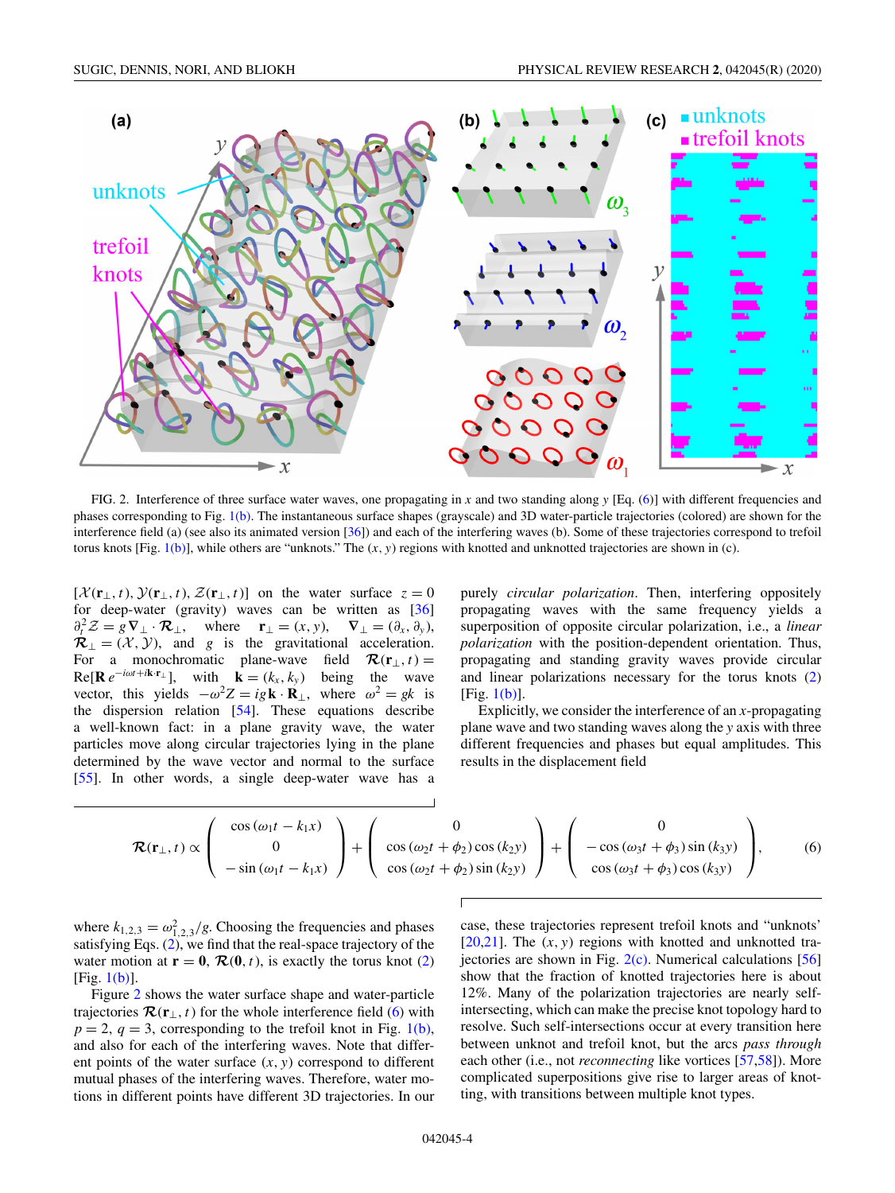FIG. 2. Interference of three surface water waves, one propagating in $x$ and two standing along $y$ [Eq. (6)] with different frequencies and phases corresponding to Fig. 1(b). The instantaneous surface shapes (grayscale) and 3D water-particle trajectories (colored) are shown for the interference field (a) (see also its animated version [36]) and each of the interfering waves (b). Some of these trajectories correspond to trefoil torus knots [Fig. 1(b)], while others are "unknots." The $(x, y)$ regions with knotted and unknotted trajectories are shown in (c).

$[\mathcal{X}(\mathbf{r}_\perp, t), \mathcal{Y}(\mathbf{r}_\perp, t), \mathcal{Z}(\mathbf{r}_\perp, t)]$ on the water surface $z = 0$ for deep-water (gravity) waves can be written as [36] $\partial_t^2 \mathcal{Z} = g \boldsymbol{\nabla}_\perp \cdot \boldsymbol{\mathcal{R}}_\perp$, where $\mathbf{r}_\perp = (x, y)$, $\boldsymbol{\nabla}_\perp = (\partial_x, \partial_y)$, $\boldsymbol{\mathcal{R}}_\perp = (\mathcal{X}, \mathcal{Y})$, and $g$ is the gravitational acceleration. For a monochromatic plane-wave field $\boldsymbol{\mathcal{R}}(\mathbf{r}_\perp, t) = \mathrm{Re}[\mathbf{R}\, e^{-i\omega t + i\mathbf{k}\cdot\mathbf{r}_\perp}]$, with $\mathbf{k} = (k_x, k_y)$ being the wave vector, this yields $-\omega^2 Z = ig\mathbf{k} \cdot \mathbf{R}_\perp$, where $\omega^2 = gk$ is the dispersion relation [54]. These equations describe a well-known fact: in a plane gravity wave, the water particles move along circular trajectories lying in the plane determined by the wave vector and normal to the surface [55]. In other words, a single deep-water wave has a purely *circular polarization*. Then, interfering oppositely propagating waves with the same frequency yields a superposition of opposite circular polarization, i.e., a *linear polarization* with the position-dependent orientation. Thus, propagating and standing gravity waves provide circular and linear polarizations necessary for the torus knots (2) [Fig. 1(b)].

Explicitly, we consider the interference of an $x$-propagating plane wave and two standing waves along the $y$ axis with three different frequencies and phases but equal amplitudes. This results in the displacement field

$$
\boldsymbol{\mathcal{R}}(\mathbf{r}_\perp, t) \propto \begin{pmatrix} \cos(\omega_1 t - k_1 x) \\ 0 \\ -\sin(\omega_1 t - k_1 x) \end{pmatrix} + \begin{pmatrix} 0 \\ \cos(\omega_2 t + \phi_2)\cos(k_2 y) \\ \cos(\omega_2 t + \phi_2)\sin(k_2 y) \end{pmatrix} + \begin{pmatrix} 0 \\ -\cos(\omega_3 t + \phi_3)\sin(k_3 y) \\ \cos(\omega_3 t + \phi_3)\cos(k_3 y) \end{pmatrix}, \tag{6}
$$

where $k_{1,2,3} = \omega_{1,2,3}^2/g$. Choosing the frequencies and phases satisfying Eqs. (2), we find that the real-space trajectory of the water motion at $\mathbf{r} = \mathbf{0}$, $\boldsymbol{\mathcal{R}}(\mathbf{0}, t)$, is exactly the torus knot (2) [Fig. 1(b)].

Figure 2 shows the water surface shape and water-particle trajectories $\boldsymbol{\mathcal{R}}(\mathbf{r}_\perp, t)$ for the whole interference field (6) with $p = 2$, $q = 3$, corresponding to the trefoil knot in Fig. 1(b), and also for each of the interfering waves. Note that different points of the water surface $(x, y)$ correspond to different mutual phases of the interfering waves. Therefore, water motions in different points have different 3D trajectories. In our case, these trajectories represent trefoil knots and "unknots" [20,21]. The $(x, y)$ regions with knotted and unknotted trajectories are shown in Fig. 2(c). Numerical calculations [56] show that the fraction of knotted trajectories here is about 12%. Many of the polarization trajectories are nearly self-intersecting, which can make the precise knot topology hard to resolve. Such self-intersections occur at every transition here between unknot and trefoil knot, but the arcs *pass through* each other (i.e., not *reconnecting* like vortices [57,58]). More complicated superpositions give rise to larger areas of knotting, with transitions between multiple knot types.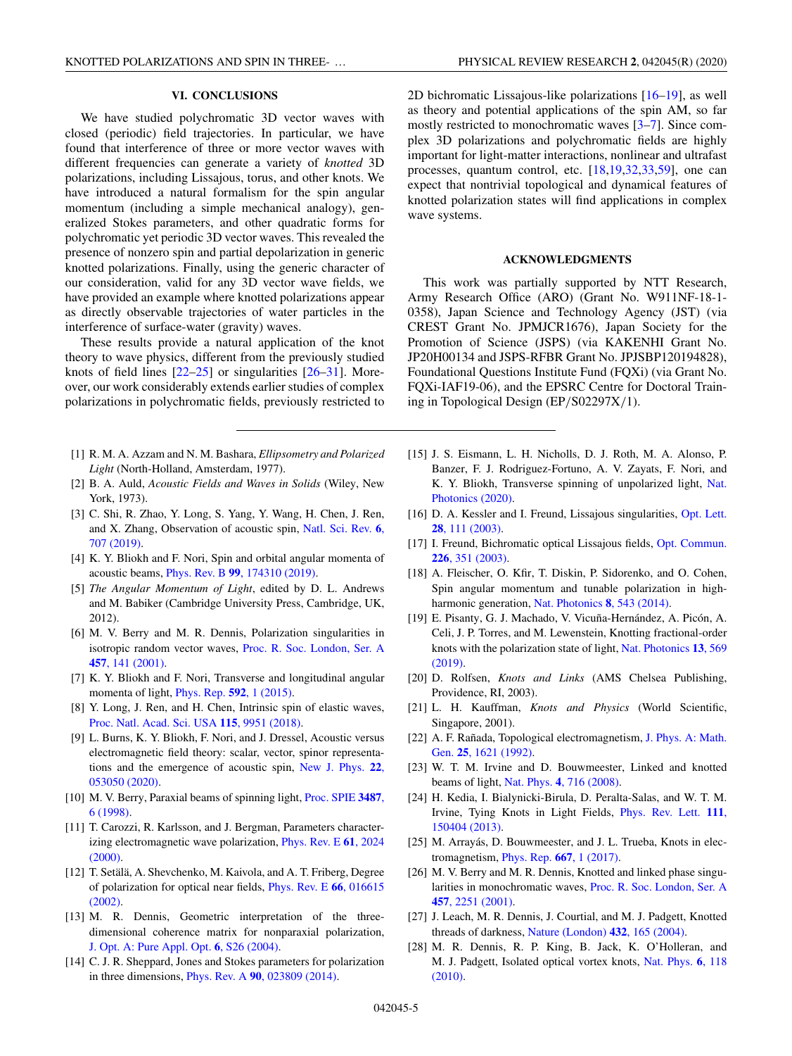## VI. CONCLUSIONS

We have studied polychromatic 3D vector waves with closed (periodic) field trajectories. In particular, we have found that interference of three or more vector waves with different frequencies can generate a variety of *knotted* 3D polarizations, including Lissajous, torus, and other knots. We have introduced a natural formalism for the spin angular momentum (including a simple mechanical analogy), generalized Stokes parameters, and other quadratic forms for polychromatic yet periodic 3D vector waves. This revealed the presence of nonzero spin and partial depolarization in generic knotted polarizations. Finally, using the generic character of our consideration, valid for any 3D vector wave fields, we have provided an example where knotted polarizations appear as directly observable trajectories of water particles in the interference of surface-water (gravity) waves.

These results provide a natural application of the knot theory to wave physics, different from the previously studied knots of field lines [22–25] or singularities [26–31]. Moreover, our work considerably extends earlier studies of complex polarizations in polychromatic fields, previously restricted to 2D bichromatic Lissajous-like polarizations [16–19], as well as theory and potential applications of the spin AM, so far mostly restricted to monochromatic waves [3–7]. Since complex 3D polarizations and polychromatic fields are highly important for light-matter interactions, nonlinear and ultrafast processes, quantum control, etc. [18,19,32,33,59], one can expect that nontrivial topological and dynamical features of knotted polarization states will find applications in complex wave systems.

## ACKNOWLEDGMENTS

This work was partially supported by NTT Research, Army Research Office (ARO) (Grant No. W911NF-18-1-0358), Japan Science and Technology Agency (JST) (via CREST Grant No. JPMJCR1676), Japan Society for the Promotion of Science (JSPS) (via KAKENHI Grant No. JP20H00134 and JSPS-RFBR Grant No. JPJSBP120194828), Foundational Questions Institute Fund (FQXi) (via Grant No. FQXi-IAF19-06), and the EPSRC Centre for Doctoral Training in Topological Design (EP/S02297X/1).

---

[1] R. M. A. Azzam and N. M. Bashara, *Ellipsometry and Polarized Light* (North-Holland, Amsterdam, 1977).

[2] B. A. Auld, *Acoustic Fields and Waves in Solids* (Wiley, New York, 1973).

[3] C. Shi, R. Zhao, Y. Long, S. Yang, Y. Wang, H. Chen, J. Ren, and X. Zhang, Observation of acoustic spin, Natl. Sci. Rev. **6**, 707 (2019).

[4] K. Y. Bliokh and F. Nori, Spin and orbital angular momenta of acoustic beams, Phys. Rev. B **99**, 174310 (2019).

[5] *The Angular Momentum of Light*, edited by D. L. Andrews and M. Babiker (Cambridge University Press, Cambridge, UK, 2012).

[6] M. V. Berry and M. R. Dennis, Polarization singularities in isotropic random vector waves, Proc. R. Soc. London, Ser. A **457**, 141 (2001).

[7] K. Y. Bliokh and F. Nori, Transverse and longitudinal angular momenta of light, Phys. Rep. **592**, 1 (2015).

[8] Y. Long, J. Ren, and H. Chen, Intrinsic spin of elastic waves, Proc. Natl. Acad. Sci. USA **115**, 9951 (2018).

[9] L. Burns, K. Y. Bliokh, F. Nori, and J. Dressel, Acoustic versus electromagnetic field theory: scalar, vector, spinor representations and the emergence of acoustic spin, New J. Phys. **22**, 053050 (2020).

[10] M. V. Berry, Paraxial beams of spinning light, Proc. SPIE **3487**, 6 (1998).

[11] T. Carozzi, R. Karlsson, and J. Bergman, Parameters characterizing electromagnetic wave polarization, Phys. Rev. E **61**, 2024 (2000).

[12] T. Setälä, A. Shevchenko, M. Kaivola, and A. T. Friberg, Degree of polarization for optical near fields, Phys. Rev. E **66**, 016615 (2002).

[13] M. R. Dennis, Geometric interpretation of the three-dimensional coherence matrix for nonparaxial polarization, J. Opt. A: Pure Appl. Opt. **6**, S26 (2004).

[14] C. J. R. Sheppard, Jones and Stokes parameters for polarization in three dimensions, Phys. Rev. A **90**, 023809 (2014).

[15] J. S. Eismann, L. H. Nicholls, D. J. Roth, M. A. Alonso, P. Banzer, F. J. Rodriguez-Fortuno, A. V. Zayats, F. Nori, and K. Y. Bliokh, Transverse spinning of unpolarized light, Nat. Photonics (2020).

[16] D. A. Kessler and I. Freund, Lissajous singularities, Opt. Lett. **28**, 111 (2003).

[17] I. Freund, Bichromatic optical Lissajous fields, Opt. Commun. **226**, 351 (2003).

[18] A. Fleischer, O. Kfir, T. Diskin, P. Sidorenko, and O. Cohen, Spin angular momentum and tunable polarization in high-harmonic generation, Nat. Photonics **8**, 543 (2014).

[19] E. Pisanty, G. J. Machado, V. Vicuña-Hernández, A. Picón, A. Celi, J. P. Torres, and M. Lewenstein, Knotting fractional-order knots with the polarization state of light, Nat. Photonics **13**, 569 (2019).

[20] D. Rolfsen, *Knots and Links* (AMS Chelsea Publishing, Providence, RI, 2003).

[21] L. H. Kauffman, *Knots and Physics* (World Scientific, Singapore, 2001).

[22] A. F. Rañada, Topological electromagnetism, J. Phys. A: Math. Gen. **25**, 1621 (1992).

[23] W. T. M. Irvine and D. Bouwmeester, Linked and knotted beams of light, Nat. Phys. **4**, 716 (2008).

[24] H. Kedia, I. Bialynicki-Birula, D. Peralta-Salas, and W. T. M. Irvine, Tying Knots in Light Fields, Phys. Rev. Lett. **111**, 150404 (2013).

[25] M. Arrayás, D. Bouwmeester, and J. L. Trueba, Knots in electromagnetism, Phys. Rep. **667**, 1 (2017).

[26] M. V. Berry and M. R. Dennis, Knotted and linked phase singularities in monochromatic waves, Proc. R. Soc. London, Ser. A **457**, 2251 (2001).

[27] J. Leach, M. R. Dennis, J. Courtial, and M. J. Padgett, Knotted threads of darkness, Nature (London) **432**, 165 (2004).

[28] M. R. Dennis, R. P. King, B. Jack, K. O'Holleran, and M. J. Padgett, Isolated optical vortex knots, Nat. Phys. **6**, 118 (2010).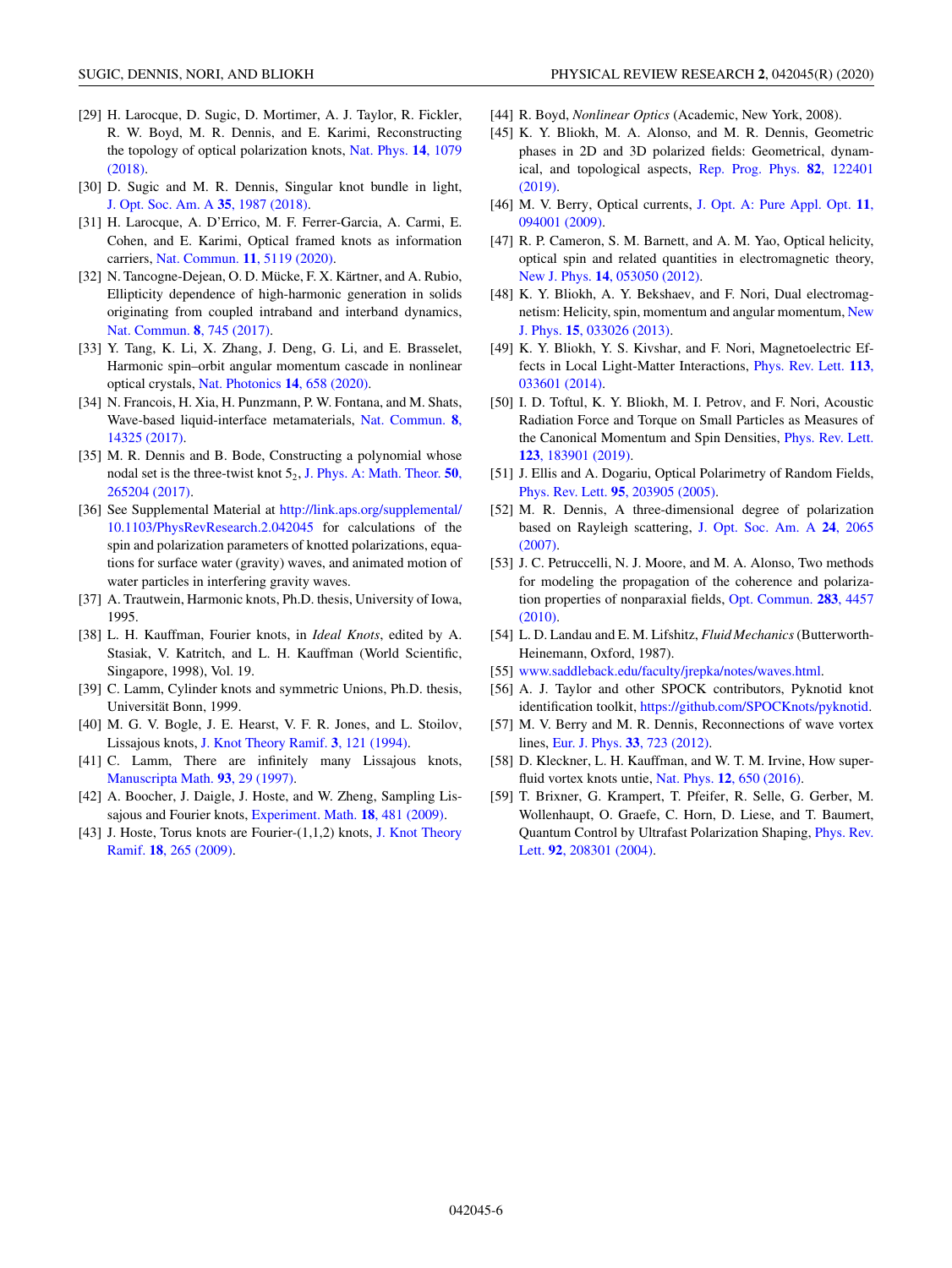[29] H. Larocque, D. Sugic, D. Mortimer, A. J. Taylor, R. Fickler, R. W. Boyd, M. R. Dennis, and E. Karimi, Reconstructing the topology of optical polarization knots, Nat. Phys. **14**, 1079 (2018).

[30] D. Sugic and M. R. Dennis, Singular knot bundle in light, J. Opt. Soc. Am. A **35**, 1987 (2018).

[31] H. Larocque, A. D'Errico, M. F. Ferrer-Garcia, A. Carmi, E. Cohen, and E. Karimi, Optical framed knots as information carriers, Nat. Commun. **11**, 5119 (2020).

[32] N. Tancogne-Dejean, O. D. Mücke, F. X. Kärtner, and A. Rubio, Ellipticity dependence of high-harmonic generation in solids originating from coupled intraband and interband dynamics, Nat. Commun. **8**, 745 (2017).

[33] Y. Tang, K. Li, X. Zhang, J. Deng, G. Li, and E. Brasselet, Harmonic spin–orbit angular momentum cascade in nonlinear optical crystals, Nat. Photonics **14**, 658 (2020).

[34] N. Francois, H. Xia, H. Punzmann, P. W. Fontana, and M. Shats, Wave-based liquid-interface metamaterials, Nat. Commun. **8**, 14325 (2017).

[35] M. R. Dennis and B. Bode, Constructing a polynomial whose nodal set is the three-twist knot $5_2$, J. Phys. A: Math. Theor. **50**, 265204 (2017).

[36] See Supplemental Material at http://link.aps.org/supplemental/10.1103/PhysRevResearch.2.042045 for calculations of the spin and polarization parameters of knotted polarizations, equations for surface water (gravity) waves, and animated motion of water particles in interfering gravity waves.

[37] A. Trautwein, Harmonic knots, Ph.D. thesis, University of Iowa, 1995.

[38] L. H. Kauffman, Fourier knots, in *Ideal Knots*, edited by A. Stasiak, V. Katritch, and L. H. Kauffman (World Scientific, Singapore, 1998), Vol. 19.

[39] C. Lamm, Cylinder knots and symmetric Unions, Ph.D. thesis, Universität Bonn, 1999.

[40] M. G. V. Bogle, J. E. Hearst, V. F. R. Jones, and L. Stoilov, Lissajous knots, J. Knot Theory Ramif. **3**, 121 (1994).

[41] C. Lamm, There are infinitely many Lissajous knots, Manuscripta Math. **93**, 29 (1997).

[42] A. Boocher, J. Daigle, J. Hoste, and W. Zheng, Sampling Lissajous and Fourier knots, Experiment. Math. **18**, 481 (2009).

[43] J. Hoste, Torus knots are Fourier-(1,1,2) knots, J. Knot Theory Ramif. **18**, 265 (2009).

[44] R. Boyd, *Nonlinear Optics* (Academic, New York, 2008).

[45] K. Y. Bliokh, M. A. Alonso, and M. R. Dennis, Geometric phases in 2D and 3D polarized fields: Geometrical, dynamical, and topological aspects, Rep. Prog. Phys. **82**, 122401 (2019).

[46] M. V. Berry, Optical currents, J. Opt. A: Pure Appl. Opt. **11**, 094001 (2009).

[47] R. P. Cameron, S. M. Barnett, and A. M. Yao, Optical helicity, optical spin and related quantities in electromagnetic theory, New J. Phys. **14**, 053050 (2012).

[48] K. Y. Bliokh, A. Y. Bekshaev, and F. Nori, Dual electromagnetism: Helicity, spin, momentum and angular momentum, New J. Phys. **15**, 033026 (2013).

[49] K. Y. Bliokh, Y. S. Kivshar, and F. Nori, Magnetoelectric Effects in Local Light-Matter Interactions, Phys. Rev. Lett. **113**, 033601 (2014).

[50] I. D. Toftul, K. Y. Bliokh, M. I. Petrov, and F. Nori, Acoustic Radiation Force and Torque on Small Particles as Measures of the Canonical Momentum and Spin Densities, Phys. Rev. Lett. **123**, 183901 (2019).

[51] J. Ellis and A. Dogariu, Optical Polarimetry of Random Fields, Phys. Rev. Lett. **95**, 203905 (2005).

[52] M. R. Dennis, A three-dimensional degree of polarization based on Rayleigh scattering, J. Opt. Soc. Am. A **24**, 2065 (2007).

[53] J. C. Petruccelli, N. J. Moore, and M. A. Alonso, Two methods for modeling the propagation of the coherence and polarization properties of nonparaxial fields, Opt. Commun. **283**, 4457 (2010).

[54] L. D. Landau and E. M. Lifshitz, *Fluid Mechanics* (Butterworth-Heinemann, Oxford, 1987).

[55] www.saddleback.edu/faculty/jrepka/notes/waves.html.

[56] A. J. Taylor and other SPOCK contributors, Pyknotid knot identification toolkit, https://github.com/SPOCKnots/pyknotid.

[57] M. V. Berry and M. R. Dennis, Reconnections of wave vortex lines, Eur. J. Phys. **33**, 723 (2012).

[58] D. Kleckner, L. H. Kauffman, and W. T. M. Irvine, How superfluid vortex knots untie, Nat. Phys. **12**, 650 (2016).

[59] T. Brixner, G. Krampert, T. Pfeifer, R. Selle, G. Gerber, M. Wollenhaupt, O. Graefe, C. Horn, D. Liese, and T. Baumert, Quantum Control by Ultrafast Polarization Shaping, Phys. Rev. Lett. **92**, 208301 (2004).